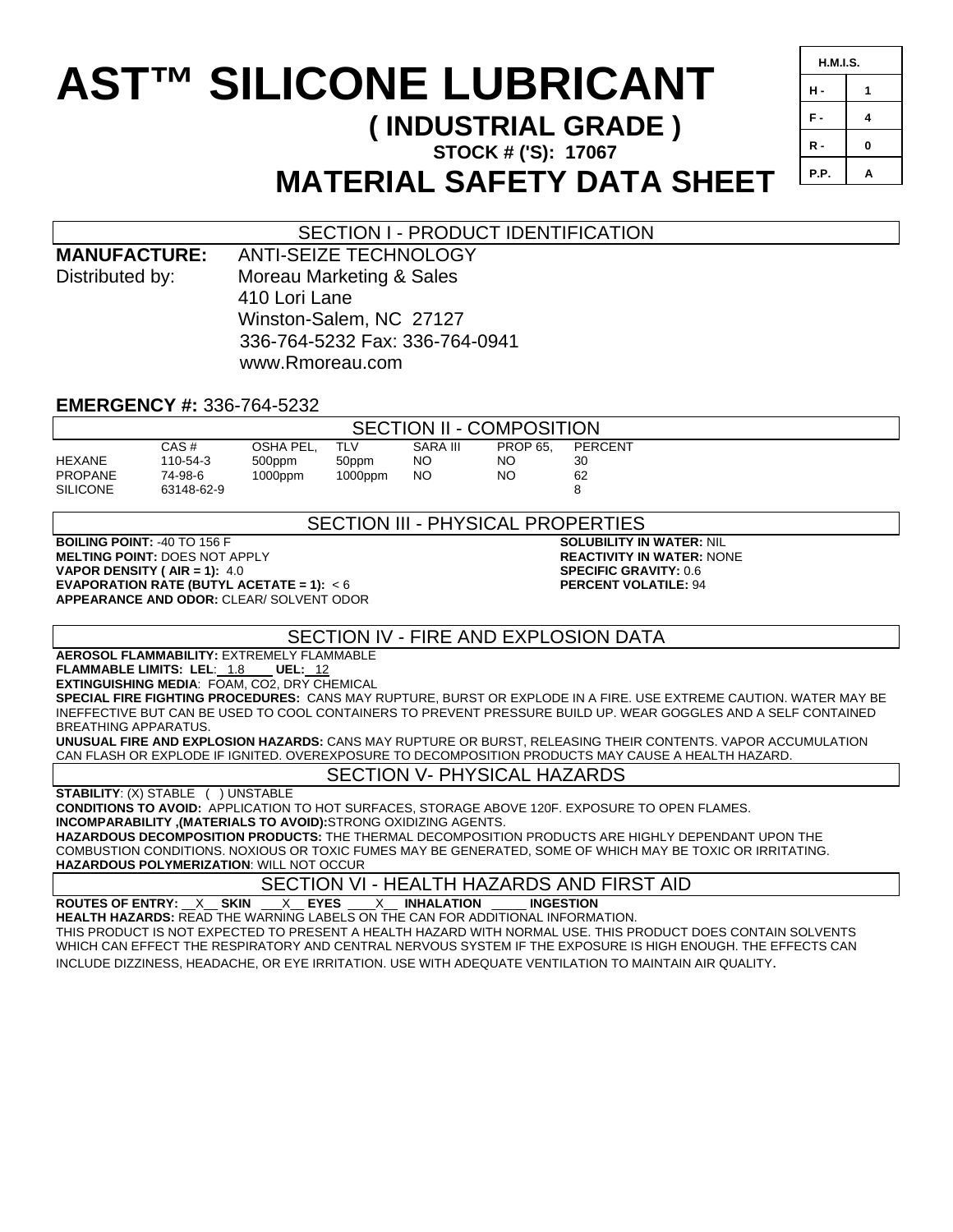# AST™ SILICONE LUBRICANT

## ( INDUSTRIAL GRADE )

**STOCK # ('S): 17067**

## MATERIAL SAFETY DATA SHEET

| H.M.I.S. | |
|---|---|
| H - | 1 |
| F - | 4 |
| R - | 0 |
| P.P. | A |

## SECTION I - PRODUCT IDENTIFICATION

**MANUFACTURE:** ANTI-SEIZE TECHNOLOGY

Distributed by: Moreau Marketing & Sales
410 Lori Lane
Winston-Salem, NC 27127
336-764-5232 Fax: 336-764-0941
www.Rmoreau.com

**EMERGENCY #:** 336-764-5232

## SECTION II - COMPOSITION

| | CAS # | OSHA PEL, | TLV | SARA III | PROP 65, | PERCENT |
|---|---|---|---|---|---|---|
| HEXANE | 110-54-3 | 500ppm | 50ppm | NO | NO | 30 |
| PROPANE | 74-98-6 | 1000ppm | 1000ppm | NO | NO | 62 |
| SILICONE | 63148-62-9 | | | | | 8 |

## SECTION III - PHYSICAL PROPERTIES

**BOILING POINT:** -40 TO 156 F
**MELTING POINT:** DOES NOT APPLY
**VAPOR DENSITY ( AIR = 1):** 4.0
**EVAPORATION RATE (BUTYL ACETATE = 1):** < 6
**APPEARANCE AND ODOR:** CLEAR/ SOLVENT ODOR

**SOLUBILITY IN WATER:** NIL
**REACTIVITY IN WATER:** NONE
**SPECIFIC GRAVITY:** 0.6
**PERCENT VOLATILE:** 94

## SECTION IV - FIRE AND EXPLOSION DATA

**AEROSOL FLAMMABILITY:** EXTREMELY FLAMMABLE
**FLAMMABLE LIMITS: LEL**: 1.8 **UEL:** 12
**EXTINGUISHING MEDIA**: FOAM, CO2, DRY CHEMICAL
**SPECIAL FIRE FIGHTING PROCEDURES:** CANS MAY RUPTURE, BURST OR EXPLODE IN A FIRE. USE EXTREME CAUTION. WATER MAY BE INEFFECTIVE BUT CAN BE USED TO COOL CONTAINERS TO PREVENT PRESSURE BUILD UP. WEAR GOGGLES AND A SELF CONTAINED BREATHING APPARATUS.
**UNUSUAL FIRE AND EXPLOSION HAZARDS:** CANS MAY RUPTURE OR BURST, RELEASING THEIR CONTENTS. VAPOR ACCUMULATION CAN FLASH OR EXPLODE IF IGNITED. OVEREXPOSURE TO DECOMPOSITION PRODUCTS MAY CAUSE A HEALTH HAZARD.

## SECTION V- PHYSICAL HAZARDS

**STABILITY**: (X) STABLE ( ) UNSTABLE
**CONDITIONS TO AVOID:** APPLICATION TO HOT SURFACES, STORAGE ABOVE 120F. EXPOSURE TO OPEN FLAMES.
**INCOMPARABILITY ,(MATERIALS TO AVOID):** STRONG OXIDIZING AGENTS.
**HAZARDOUS DECOMPOSITION PRODUCTS:** THE THERMAL DECOMPOSITION PRODUCTS ARE HIGHLY DEPENDANT UPON THE COMBUSTION CONDITIONS. NOXIOUS OR TOXIC FUMES MAY BE GENERATED, SOME OF WHICH MAY BE TOXIC OR IRRITATING.
**HAZARDOUS POLYMERIZATION**: WILL NOT OCCUR

## SECTION VI - HEALTH HAZARDS AND FIRST AID

**ROUTES OF ENTRY:** __X__ **SKIN** __X__ **EYES** __X__ **INHALATION** _____ **INGESTION**
**HEALTH HAZARDS:** READ THE WARNING LABELS ON THE CAN FOR ADDITIONAL INFORMATION.
THIS PRODUCT IS NOT EXPECTED TO PRESENT A HEALTH HAZARD WITH NORMAL USE. THIS PRODUCT DOES CONTAIN SOLVENTS WHICH CAN EFFECT THE RESPIRATORY AND CENTRAL NERVOUS SYSTEM IF THE EXPOSURE IS HIGH ENOUGH. THE EFFECTS CAN INCLUDE DIZZINESS, HEADACHE, OR EYE IRRITATION. USE WITH ADEQUATE VENTILATION TO MAINTAIN AIR QUALITY.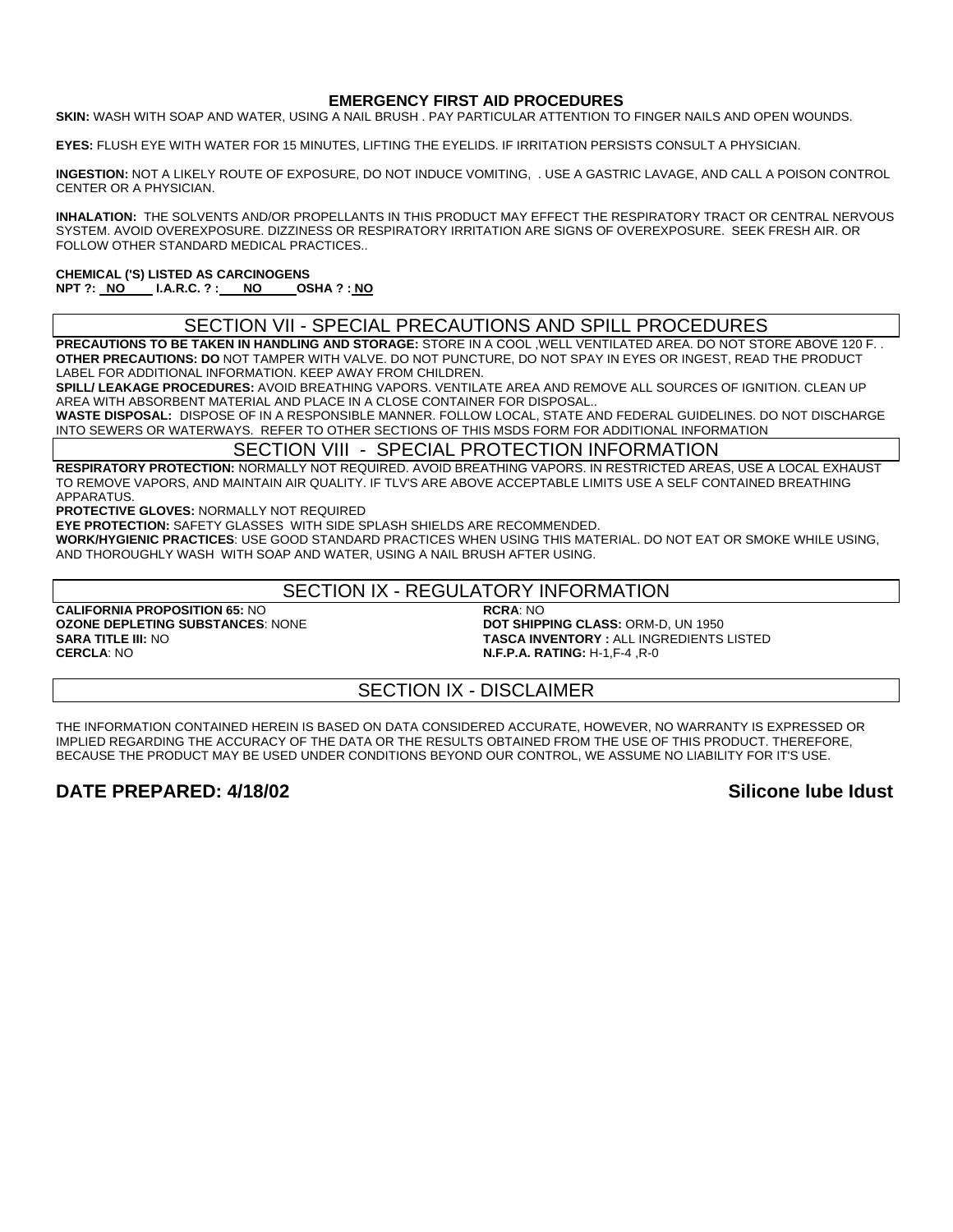### EMERGENCY FIRST AID PROCEDURES

**SKIN:** WASH WITH SOAP AND WATER, USING A NAIL BRUSH . PAY PARTICULAR ATTENTION TO FINGER NAILS AND OPEN WOUNDS.

**EYES:** FLUSH EYE WITH WATER FOR 15 MINUTES, LIFTING THE EYELIDS. IF IRRITATION PERSISTS CONSULT A PHYSICIAN.

**INGESTION:** NOT A LIKELY ROUTE OF EXPOSURE, DO NOT INDUCE VOMITING, . USE A GASTRIC LAVAGE, AND CALL A POISON CONTROL CENTER OR A PHYSICIAN.

**INHALATION:** THE SOLVENTS AND/OR PROPELLANTS IN THIS PRODUCT MAY EFFECT THE RESPIRATORY TRACT OR CENTRAL NERVOUS SYSTEM. AVOID OVEREXPOSURE. DIZZINESS OR RESPIRATORY IRRITATION ARE SIGNS OF OVEREXPOSURE. SEEK FRESH AIR. OR FOLLOW OTHER STANDARD MEDICAL PRACTICES..

**CHEMICAL ('S) LISTED AS CARCINOGENS**
**NPT ?: NO I.A.R.C. ? : NO OSHA ? : NO**

## SECTION VII - SPECIAL PRECAUTIONS AND SPILL PROCEDURES

**PRECAUTIONS TO BE TAKEN IN HANDLING AND STORAGE:** STORE IN A COOL ,WELL VENTILATED AREA. DO NOT STORE ABOVE 120 F. .
**OTHER PRECAUTIONS: DO** NOT TAMPER WITH VALVE. DO NOT PUNCTURE, DO NOT SPAY IN EYES OR INGEST, READ THE PRODUCT LABEL FOR ADDITIONAL INFORMATION. KEEP AWAY FROM CHILDREN.
**SPILL/ LEAKAGE PROCEDURES:** AVOID BREATHING VAPORS. VENTILATE AREA AND REMOVE ALL SOURCES OF IGNITION. CLEAN UP AREA WITH ABSORBENT MATERIAL AND PLACE IN A CLOSE CONTAINER FOR DISPOSAL..
**WASTE DISPOSAL:** DISPOSE OF IN A RESPONSIBLE MANNER. FOLLOW LOCAL, STATE AND FEDERAL GUIDELINES. DO NOT DISCHARGE INTO SEWERS OR WATERWAYS. REFER TO OTHER SECTIONS OF THIS MSDS FORM FOR ADDITIONAL INFORMATION

## SECTION VIII - SPECIAL PROTECTION INFORMATION

**RESPIRATORY PROTECTION:** NORMALLY NOT REQUIRED. AVOID BREATHING VAPORS. IN RESTRICTED AREAS, USE A LOCAL EXHAUST TO REMOVE VAPORS, AND MAINTAIN AIR QUALITY. IF TLV'S ARE ABOVE ACCEPTABLE LIMITS USE A SELF CONTAINED BREATHING APPARATUS.
**PROTECTIVE GLOVES:** NORMALLY NOT REQUIRED
**EYE PROTECTION:** SAFETY GLASSES WITH SIDE SPLASH SHIELDS ARE RECOMMENDED.
**WORK/HYGIENIC PRACTICES**: USE GOOD STANDARD PRACTICES WHEN USING THIS MATERIAL. DO NOT EAT OR SMOKE WHILE USING, AND THOROUGHLY WASH WITH SOAP AND WATER, USING A NAIL BRUSH AFTER USING.

## SECTION IX - REGULATORY INFORMATION

**CALIFORNIA PROPOSITION 65:** NO
**OZONE DEPLETING SUBSTANCES**: NONE
**SARA TITLE III:** NO
**CERCLA**: NO
**RCRA**: NO
**DOT SHIPPING CLASS:** ORM-D, UN 1950
**TASCA INVENTORY :** ALL INGREDIENTS LISTED
**N.F.P.A. RATING:** H-1,F-4 ,R-0

## SECTION IX - DISCLAIMER

THE INFORMATION CONTAINED HEREIN IS BASED ON DATA CONSIDERED ACCURATE, HOWEVER, NO WARRANTY IS EXPRESSED OR IMPLIED REGARDING THE ACCURACY OF THE DATA OR THE RESULTS OBTAINED FROM THE USE OF THIS PRODUCT. THEREFORE, BECAUSE THE PRODUCT MAY BE USED UNDER CONDITIONS BEYOND OUR CONTROL, WE ASSUME NO LIABILITY FOR IT'S USE.

**DATE PREPARED: 4/18/02** **Silicone lube Idust**